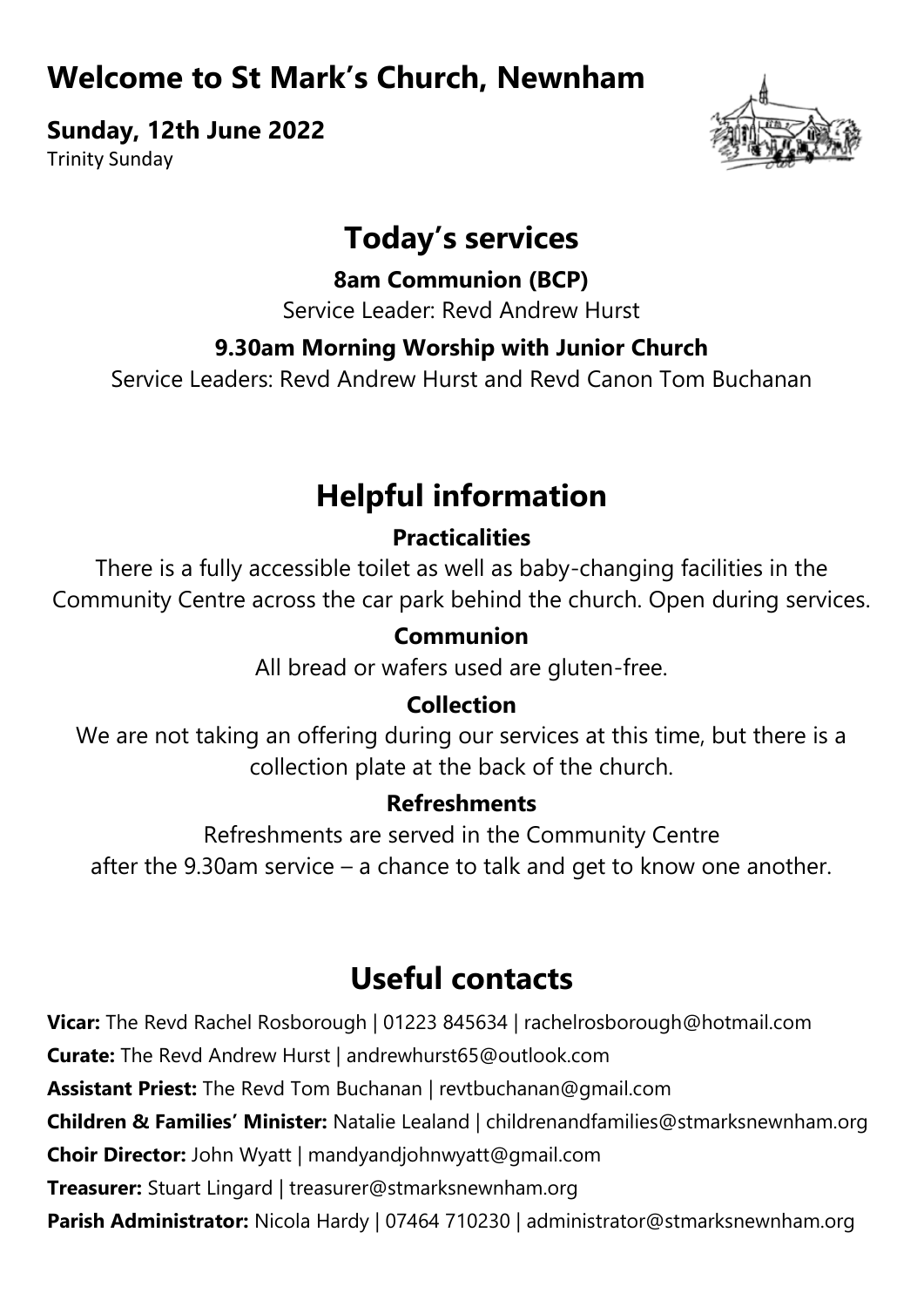# Welcome to St Mark's Church, Newnham

**Sunday, 12th June 2022**
Trinity Sunday

## Today's services

**8am Communion (BCP)**
Service Leader: Revd Andrew Hurst

**9.30am Morning Worship with Junior Church**
Service Leaders: Revd Andrew Hurst and Revd Canon Tom Buchanan

## Helpful information

### Practicalities

There is a fully accessible toilet as well as baby-changing facilities in the Community Centre across the car park behind the church. Open during services.

### Communion

All bread or wafers used are gluten-free.

### Collection

We are not taking an offering during our services at this time, but there is a collection plate at the back of the church.

### Refreshments

Refreshments are served in the Community Centre after the 9.30am service – a chance to talk and get to know one another.

## Useful contacts

**Vicar:** The Revd Rachel Rosborough | 01223 845634 | rachelrosborough@hotmail.com
**Curate:** The Revd Andrew Hurst | andrewhurst65@outlook.com
**Assistant Priest:** The Revd Tom Buchanan | revtbuchanan@gmail.com
**Children & Families' Minister:** Natalie Lealand | childrenandfamilies@stmarksnewnham.org
**Choir Director:** John Wyatt | mandyandjohnwyatt@gmail.com
**Treasurer:** Stuart Lingard | treasurer@stmarksnewnham.org
**Parish Administrator:** Nicola Hardy | 07464 710230 | administrator@stmarksnewnham.org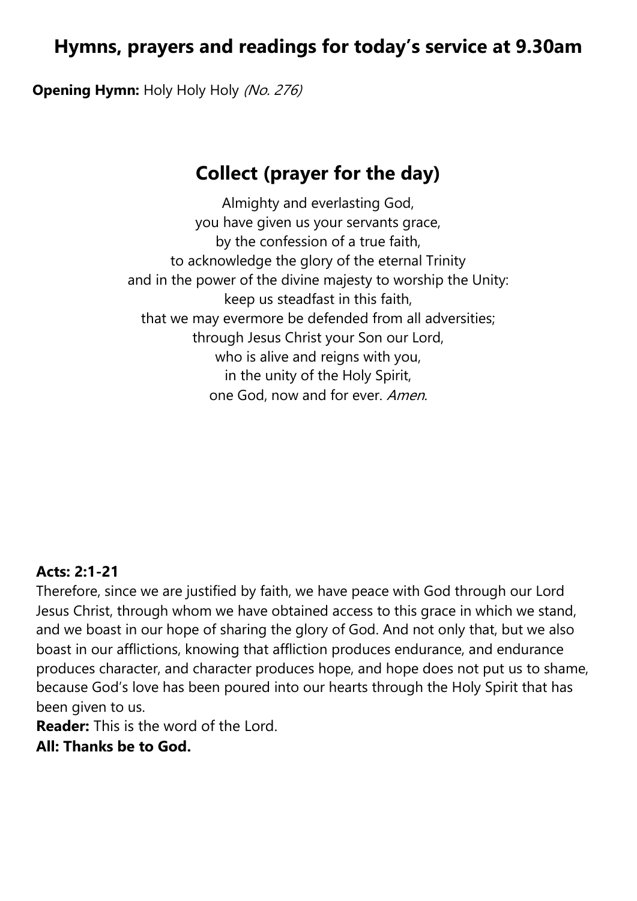## Hymns, prayers and readings for today's service at 9.30am

**Opening Hymn:** Holy Holy Holy *(No. 276)*

## Collect (prayer for the day)

Almighty and everlasting God,
you have given us your servants grace,
by the confession of a true faith,
to acknowledge the glory of the eternal Trinity
and in the power of the divine majesty to worship the Unity:
keep us steadfast in this faith,
that we may evermore be defended from all adversities;
through Jesus Christ your Son our Lord,
who is alive and reigns with you,
in the unity of the Holy Spirit,
one God, now and for ever. *Amen.*

**Acts: 2:1-21**

Therefore, since we are justified by faith, we have peace with God through our Lord Jesus Christ, through whom we have obtained access to this grace in which we stand, and we boast in our hope of sharing the glory of God. And not only that, but we also boast in our afflictions, knowing that affliction produces endurance, and endurance produces character, and character produces hope, and hope does not put us to shame, because God's love has been poured into our hearts through the Holy Spirit that has been given to us.

**Reader:** This is the word of the Lord.

**All: Thanks be to God.**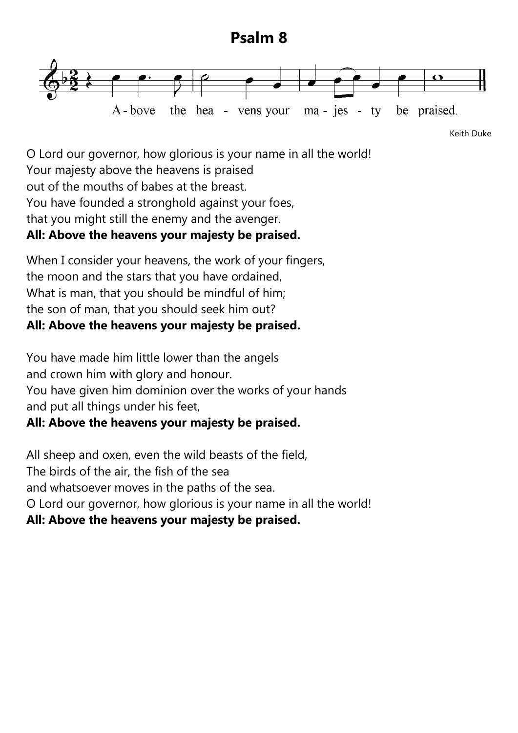# Psalm 8

A - bove the hea - vens your ma - jes - ty be praised.

Keith Duke

O Lord our governor, how glorious is your name in all the world!
Your majesty above the heavens is praised
out of the mouths of babes at the breast.
You have founded a stronghold against your foes,
that you might still the enemy and the avenger.
**All: Above the heavens your majesty be praised.**

When I consider your heavens, the work of your fingers,
the moon and the stars that you have ordained,
What is man, that you should be mindful of him;
the son of man, that you should seek him out?
**All: Above the heavens your majesty be praised.**

You have made him little lower than the angels
and crown him with glory and honour.
You have given him dominion over the works of your hands
and put all things under his feet,
**All: Above the heavens your majesty be praised.**

All sheep and oxen, even the wild beasts of the field,
The birds of the air, the fish of the sea
and whatsoever moves in the paths of the sea.
O Lord our governor, how glorious is your name in all the world!
**All: Above the heavens your majesty be praised.**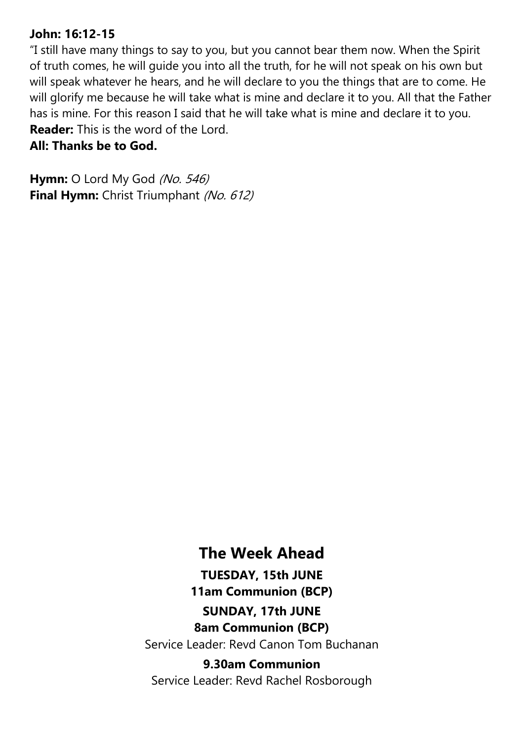**John: 16:12-15**

"I still have many things to say to you, but you cannot bear them now. When the Spirit of truth comes, he will guide you into all the truth, for he will not speak on his own but will speak whatever he hears, and he will declare to you the things that are to come. He will glorify me because he will take what is mine and declare it to you. All that the Father has is mine. For this reason I said that he will take what is mine and declare it to you.

**Reader:** This is the word of the Lord.

**All: Thanks be to God.**

**Hymn:** O Lord My God *(No. 546)*

**Final Hymn:** Christ Triumphant *(No. 612)*

## The Week Ahead

**TUESDAY, 15th JUNE**

**11am Communion (BCP)**

**SUNDAY, 17th JUNE**

**8am Communion (BCP)**

Service Leader: Revd Canon Tom Buchanan

**9.30am Communion**

Service Leader: Revd Rachel Rosborough